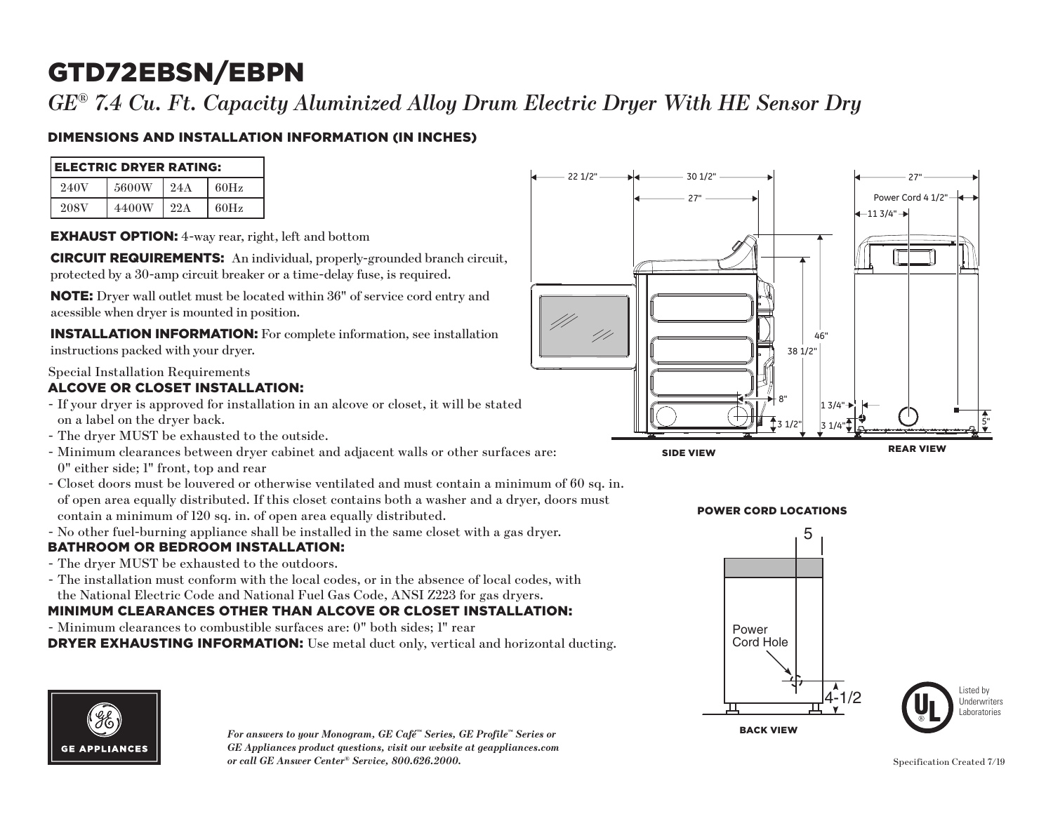# GTD72EBSN/EBPN

*GE® 7.4 Cu. Ft. Capacity Aluminized Alloy Drum Electric Dryer With HE Sensor Dry*

## DIMENSIONS AND INSTALLATION INFORMATION (IN INCHES)

| ELECTRIC DRYER RATING: | | | |
|---|---|---|---|
| 240V | 5600W | 24A | 60Hz |
| 208V | 4400W | 22A | 60Hz |

**EXHAUST OPTION:** 4-way rear, right, left and bottom

**CIRCUIT REQUIREMENTS:** An individual, properly-grounded branch circuit, protected by a 30-amp circuit breaker or a time-delay fuse, is required.

**NOTE:** Dryer wall outlet must be located within 36" of service cord entry and acessible when dryer is mounted in position.

**INSTALLATION INFORMATION:** For complete information, see installation instructions packed with your dryer.

Special Installation Requirements

### ALCOVE OR CLOSET INSTALLATION:

- If your dryer is approved for installation in an alcove or closet, it will be stated on a label on the dryer back.
- The dryer MUST be exhausted to the outside.
- Minimum clearances between dryer cabinet and adjacent walls or other surfaces are: 0" either side; 1" front, top and rear
- Closet doors must be louvered or otherwise ventilated and must contain a minimum of 60 sq. in. of open area equally distributed. If this closet contains both a washer and a dryer, doors must contain a minimum of 120 sq. in. of open area equally distributed.
- No other fuel-burning appliance shall be installed in the same closet with a gas dryer.

### BATHROOM OR BEDROOM INSTALLATION:

- The dryer MUST be exhausted to the outdoors.
- The installation must conform with the local codes, or in the absence of local codes, with the National Electric Code and National Fuel Gas Code, ANSI Z223 for gas dryers.

### MINIMUM CLEARANCES OTHER THAN ALCOVE OR CLOSET INSTALLATION:

- Minimum clearances to combustible surfaces are: 0" both sides; 1" rear

**DRYER EXHAUSTING INFORMATION:** Use metal duct only, vertical and horizontal ducting.

22 1/2" | 30 1/2" | 27" | 46" | 38 1/2" | 8" | 3 1/2" | 1 3/4" | 3 1/4"

SIDE VIEW

27" | Power Cord 4 1/2" | 11 3/4" | 5"

REAR VIEW

POWER CORD LOCATIONS

5 | Power Cord Hole | 4-1/2

BACK VIEW

Listed by Underwriters Laboratories

*For answers to your Monogram, GE Café™ Series, GE Profile™ Series or GE Appliances product questions, visit our website at geappliances.com or call GE Answer Center® Service, 800.626.2000.*

GE APPLIANCES

Specification Created 7/19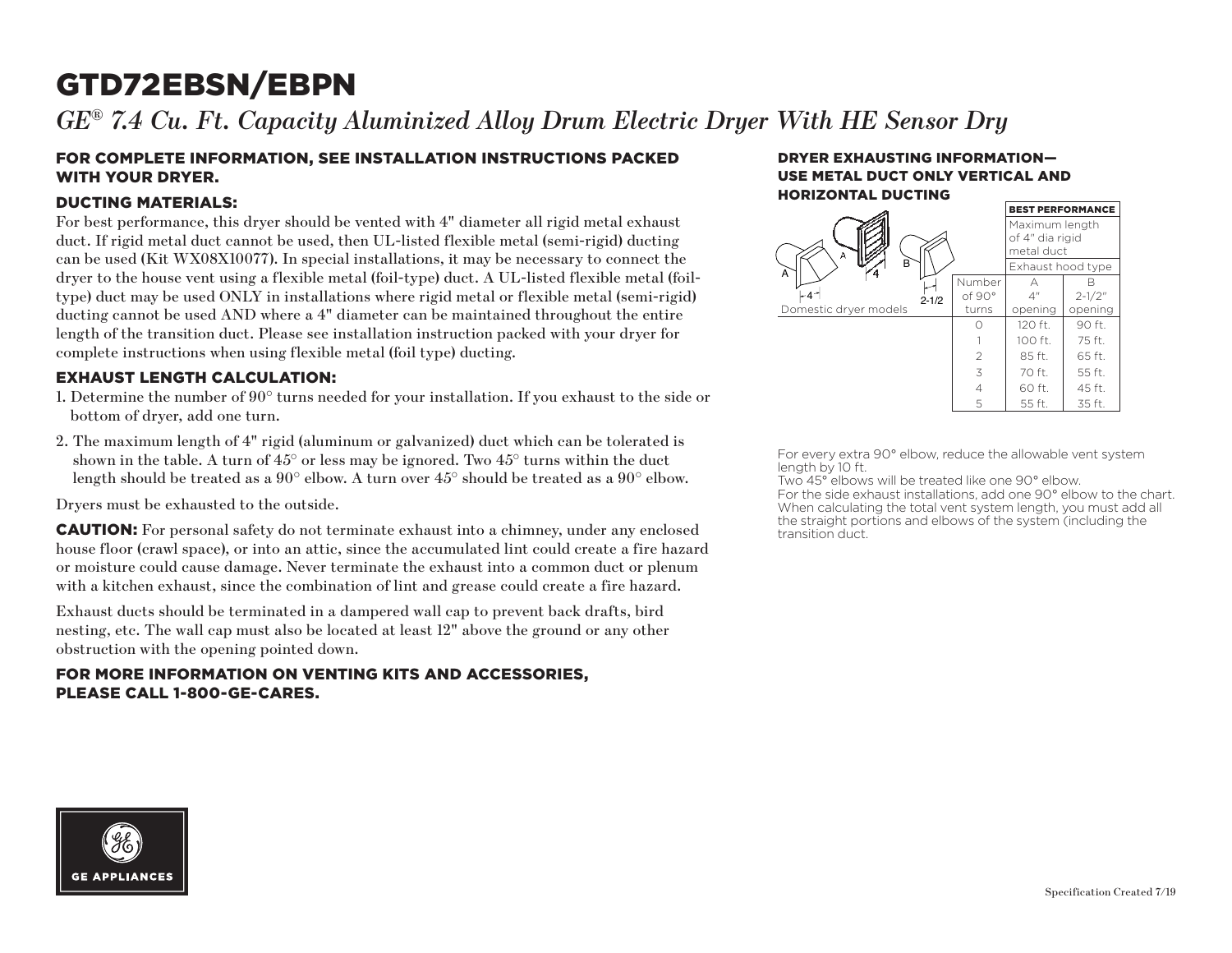# GTD72EBSN/EBPN

*GE® 7.4 Cu. Ft. Capacity Aluminized Alloy Drum Electric Dryer With HE Sensor Dry*

## FOR COMPLETE INFORMATION, SEE INSTALLATION INSTRUCTIONS PACKED WITH YOUR DRYER.

### DUCTING MATERIALS:

For best performance, this dryer should be vented with 4" diameter all rigid metal exhaust duct. If rigid metal duct cannot be used, then UL-listed flexible metal (semi-rigid) ducting can be used (Kit WX08X10077). In special installations, it may be necessary to connect the dryer to the house vent using a flexible metal (foil-type) duct. A UL-listed flexible metal (foil-type) duct may be used ONLY in installations where rigid metal or flexible metal (semi-rigid) ducting cannot be used AND where a 4" diameter can be maintained throughout the entire length of the transition duct. Please see installation instruction packed with your dryer for complete instructions when using flexible metal (foil type) ducting.

### EXHAUST LENGTH CALCULATION:

1. Determine the number of 90° turns needed for your installation. If you exhaust to the side or bottom of dryer, add one turn.
2. The maximum length of 4" rigid (aluminum or galvanized) duct which can be tolerated is shown in the table. A turn of 45° or less may be ignored. Two 45° turns within the duct length should be treated as a 90° elbow. A turn over 45° should be treated as a 90° elbow.

Dryers must be exhausted to the outside.

**CAUTION:** For personal safety do not terminate exhaust into a chimney, under any enclosed house floor (crawl space), or into an attic, since the accumulated lint could create a fire hazard or moisture could cause damage. Never terminate the exhaust into a common duct or plenum with a kitchen exhaust, since the combination of lint and grease could create a fire hazard.

Exhaust ducts should be terminated in a dampered wall cap to prevent back drafts, bird nesting, etc. The wall cap must also be located at least 12" above the ground or any other obstruction with the opening pointed down.

## FOR MORE INFORMATION ON VENTING KITS AND ACCESSORIES, PLEASE CALL 1-800-GE-CARES.

## DRYER EXHAUSTING INFORMATION— USE METAL DUCT ONLY VERTICAL AND HORIZONTAL DUCTING

| | | BEST PERFORMANCE | |
|---|---|---|---|
| | | Maximum length of 4" dia rigid metal duct | |
| | | Exhaust hood type | |
| Domestic dryer models | Number of 90° turns | A 4" opening | B 2-1/2" opening |
| | 0 | 120 ft. | 90 ft. |
| | 1 | 100 ft. | 75 ft. |
| | 2 | 85 ft. | 65 ft. |
| | 3 | 70 ft. | 55 ft. |
| | 4 | 60 ft. | 45 ft. |
| | 5 | 55 ft. | 35 ft. |

For every extra 90° elbow, reduce the allowable vent system length by 10 ft.
Two 45° elbows will be treated like one 90° elbow.
For the side exhaust installations, add one 90° elbow to the chart.
When calculating the total vent system length, you must add all the straight portions and elbows of the system (including the transition duct.

GE APPLIANCES

Specification Created 7/19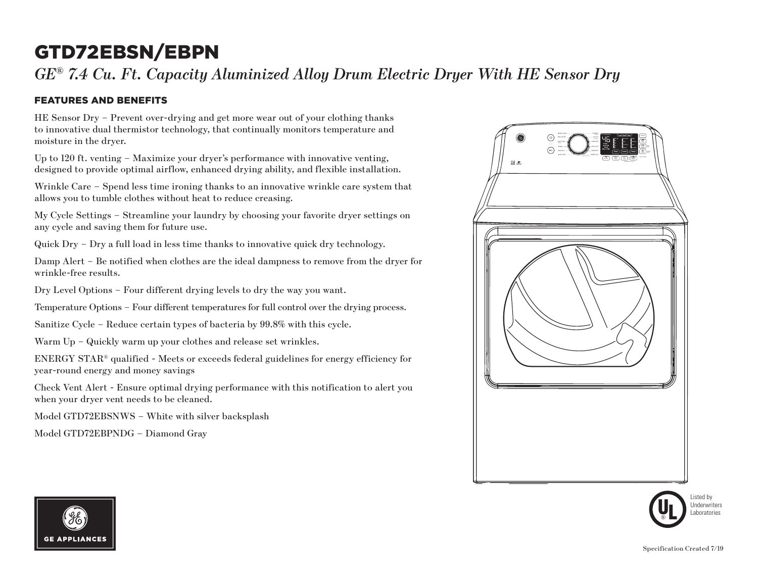# GTD72EBSN/EBPN

## *GE® 7.4 Cu. Ft. Capacity Aluminized Alloy Drum Electric Dryer With HE Sensor Dry*

### FEATURES AND BENEFITS

HE Sensor Dry – Prevent over-drying and get more wear out of your clothing thanks to innovative dual thermistor technology, that continually monitors temperature and moisture in the dryer.

Up to 120 ft. venting – Maximize your dryer's performance with innovative venting, designed to provide optimal airflow, enhanced drying ability, and flexible installation.

Wrinkle Care – Spend less time ironing thanks to an innovative wrinkle care system that allows you to tumble clothes without heat to reduce creasing.

My Cycle Settings – Streamline your laundry by choosing your favorite dryer settings on any cycle and saving them for future use.

Quick Dry – Dry a full load in less time thanks to innovative quick dry technology.

Damp Alert – Be notified when clothes are the ideal dampness to remove from the dryer for wrinkle-free results.

Dry Level Options – Four different drying levels to dry the way you want.

Temperature Options – Four different temperatures for full control over the drying process.

Sanitize Cycle – Reduce certain types of bacteria by 99.8% with this cycle.

Warm Up – Quickly warm up your clothes and release set wrinkles.

ENERGY STAR® qualified - Meets or exceeds federal guidelines for energy efficiency for year-round energy and money savings

Check Vent Alert - Ensure optimal drying performance with this notification to alert you when your dryer vent needs to be cleaned.

Model GTD72EBSNWS – White with silver backsplash

Model GTD72EBPNDG – Diamond Gray

GE APPLIANCES

Listed by Underwriters Laboratories

Specification Created 7/19